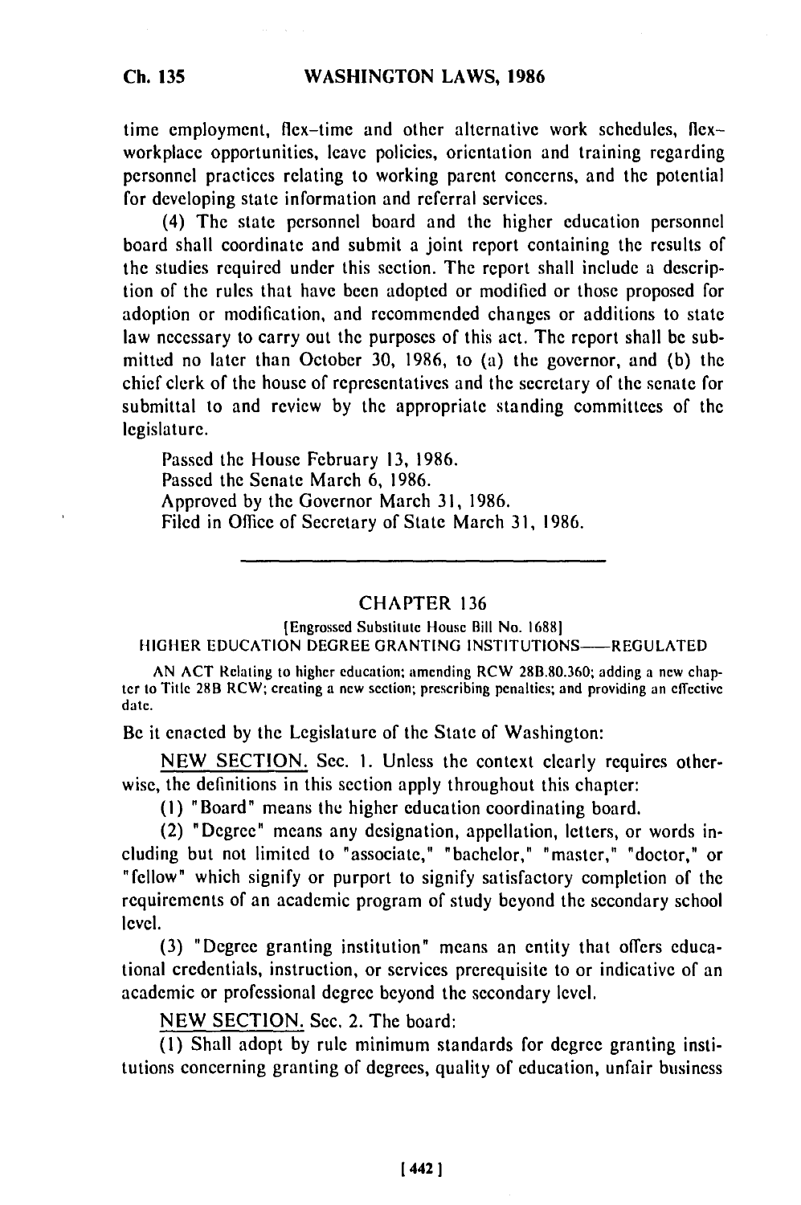time employment, flex-time and other alternative work schedules, flex-workplace opportunities, leave policies, orientation and training regarding personnel practices relating to working parent concerns, and the potential for developing state information and referral services.

(4) The state personnel board and the higher education personnel board shall coordinate and submit a joint report containing the results of the studies required under this section. The report shall include a description of the rules that have been adopted or modified or those proposed for adoption or modification, and recommended changes or additions to state law necessary to carry out the purposes of this act. The report shall be submitted no later than October 30, 1986, to (a) the governor, and (b) the chief clerk of the house of representatives and the secretary of the senate for submittal to and review by the appropriate standing committees of the legislature.

Passed the House February 13, 1986.
Passed the Senate March 6, 1986.
Approved by the Governor March 31, 1986.
Filed in Office of Secretary of State March 31, 1986.

---

## CHAPTER 136

[Engrossed Substitute House Bill No. 1688]

HIGHER EDUCATION DEGREE GRANTING INSTITUTIONS——REGULATED

AN ACT Relating to higher education; amending RCW 28B.80.360; adding a new chapter to Title 28B RCW; creating a new section; prescribing penalties; and providing an effective date.

Be it enacted by the Legislature of the State of Washington:

NEW SECTION. Sec. 1. Unless the context clearly requires otherwise, the definitions in this section apply throughout this chapter:

(1) "Board" means the higher education coordinating board.

(2) "Degree" means any designation, appellation, letters, or words including but not limited to "associate," "bachelor," "master," "doctor," or "fellow" which signify or purport to signify satisfactory completion of the requirements of an academic program of study beyond the secondary school level.

(3) "Degree granting institution" means an entity that offers educational credentials, instruction, or services prerequisite to or indicative of an academic or professional degree beyond the secondary level.

NEW SECTION. Sec. 2. The board:

(1) Shall adopt by rule minimum standards for degree granting institutions concerning granting of degrees, quality of education, unfair business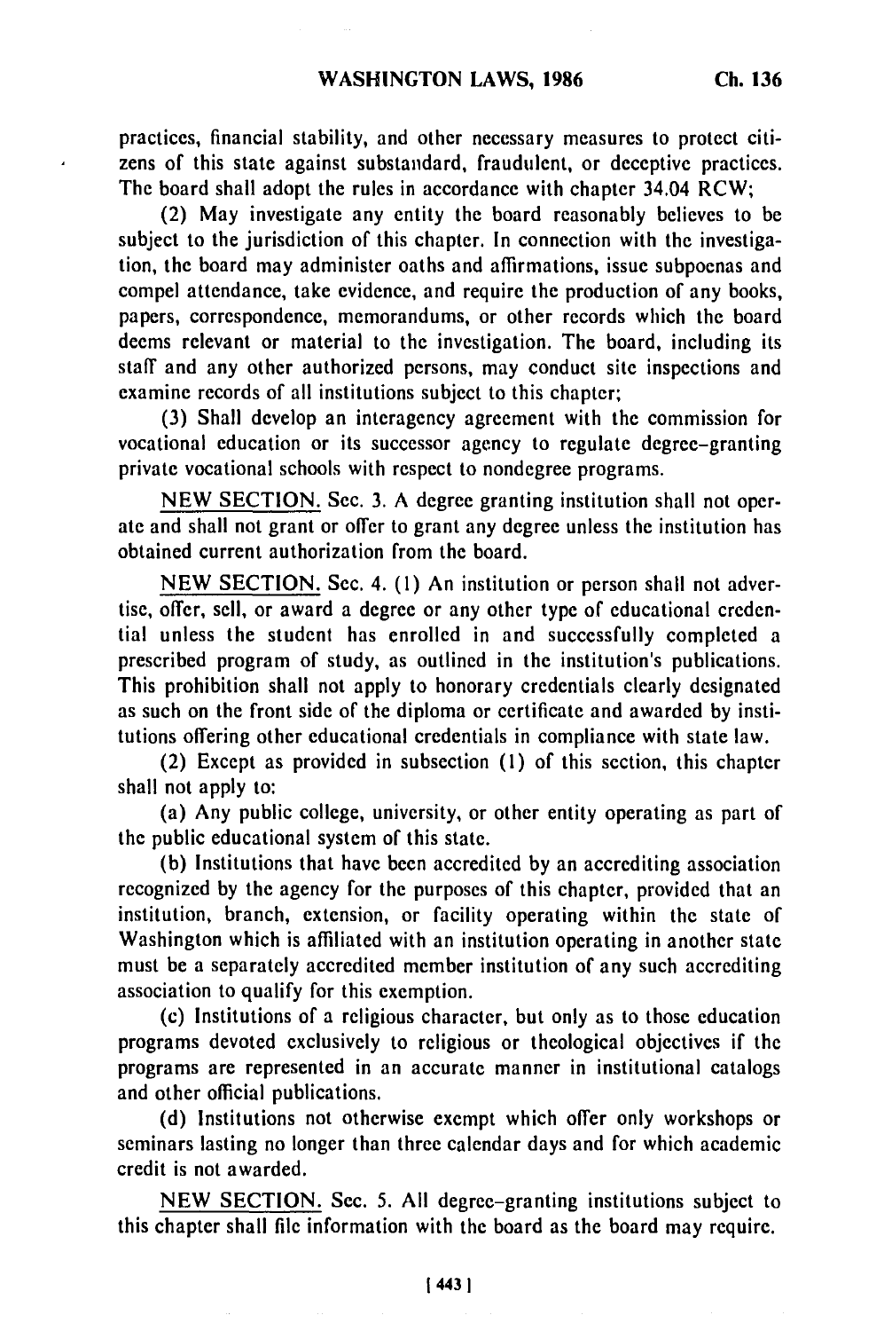practices, financial stability, and other necessary measures to protect citizens of this state against substandard, fraudulent, or deceptive practices. The board shall adopt the rules in accordance with chapter 34.04 RCW;

(2) May investigate any entity the board reasonably believes to be subject to the jurisdiction of this chapter. In connection with the investigation, the board may administer oaths and affirmations, issue subpoenas and compel attendance, take evidence, and require the production of any books, papers, correspondence, memorandums, or other records which the board deems relevant or material to the investigation. The board, including its staff and any other authorized persons, may conduct site inspections and examine records of all institutions subject to this chapter;

(3) Shall develop an interagency agreement with the commission for vocational education or its successor agency to regulate degree-granting private vocational schools with respect to nondegree programs.

NEW SECTION. Sec. 3. A degree granting institution shall not operate and shall not grant or offer to grant any degree unless the institution has obtained current authorization from the board.

NEW SECTION. Sec. 4. (1) An institution or person shall not advertise, offer, sell, or award a degree or any other type of educational credential unless the student has enrolled in and successfully completed a prescribed program of study, as outlined in the institution's publications. This prohibition shall not apply to honorary credentials clearly designated as such on the front side of the diploma or certificate and awarded by institutions offering other educational credentials in compliance with state law.

(2) Except as provided in subsection (1) of this section, this chapter shall not apply to:

(a) Any public college, university, or other entity operating as part of the public educational system of this state.

(b) Institutions that have been accredited by an accrediting association recognized by the agency for the purposes of this chapter, provided that an institution, branch, extension, or facility operating within the state of Washington which is affiliated with an institution operating in another state must be a separately accredited member institution of any such accrediting association to qualify for this exemption.

(c) Institutions of a religious character, but only as to those education programs devoted exclusively to religious or theological objectives if the programs are represented in an accurate manner in institutional catalogs and other official publications.

(d) Institutions not otherwise exempt which offer only workshops or seminars lasting no longer than three calendar days and for which academic credit is not awarded.

NEW SECTION. Sec. 5. All degree-granting institutions subject to this chapter shall file information with the board as the board may require.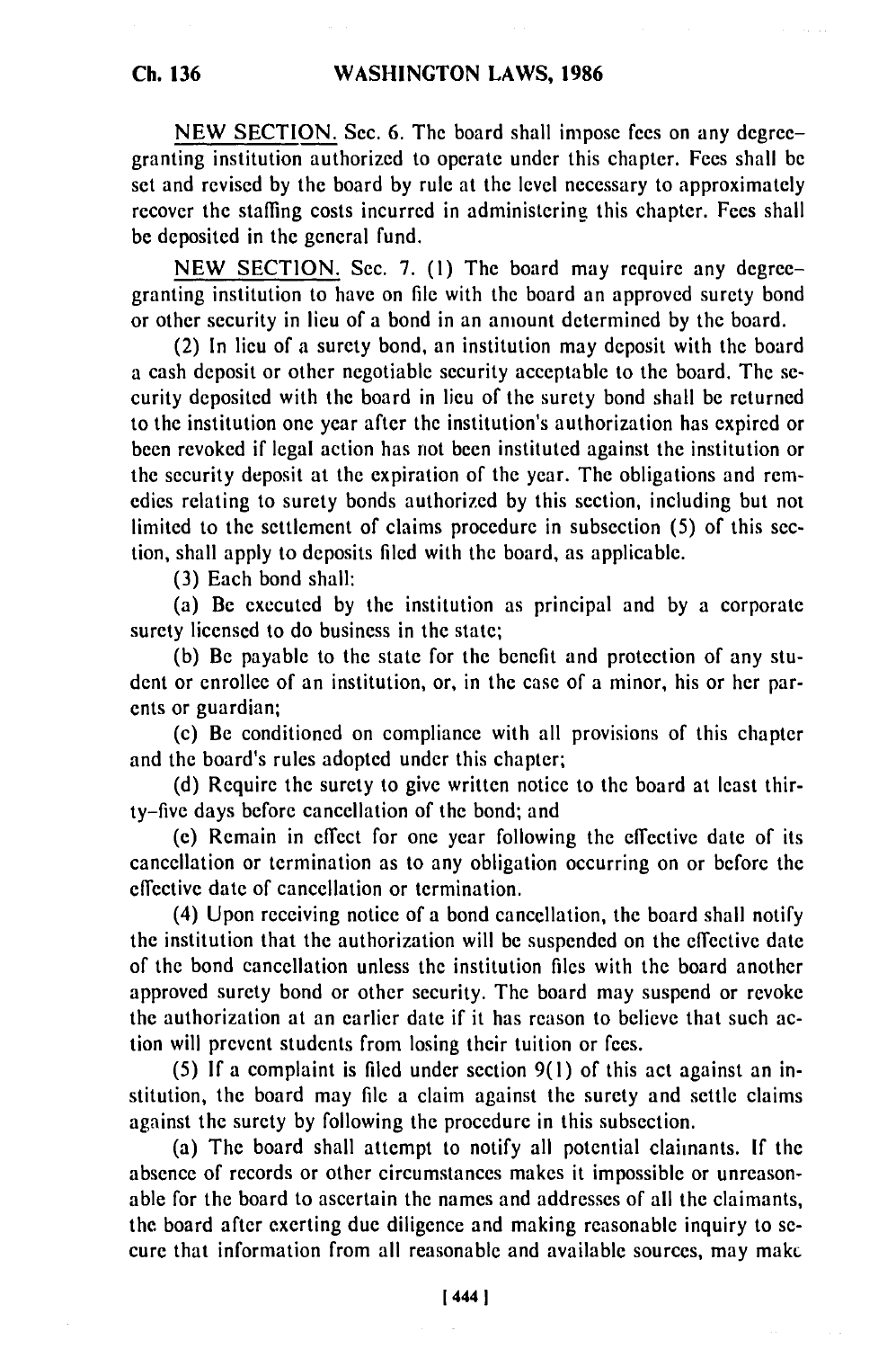NEW SECTION. Sec. 6. The board shall impose fees on any degree-granting institution authorized to operate under this chapter. Fees shall be set and revised by the board by rule at the level necessary to approximately recover the staffing costs incurred in administering this chapter. Fees shall be deposited in the general fund.

NEW SECTION. Sec. 7. (1) The board may require any degree-granting institution to have on file with the board an approved surety bond or other security in lieu of a bond in an amount determined by the board.

(2) In lieu of a surety bond, an institution may deposit with the board a cash deposit or other negotiable security acceptable to the board. The security deposited with the board in lieu of the surety bond shall be returned to the institution one year after the institution's authorization has expired or been revoked if legal action has not been instituted against the institution or the security deposit at the expiration of the year. The obligations and remedies relating to surety bonds authorized by this section, including but not limited to the settlement of claims procedure in subsection (5) of this section, shall apply to deposits filed with the board, as applicable.

(3) Each bond shall:

(a) Be executed by the institution as principal and by a corporate surety licensed to do business in the state;

(b) Be payable to the state for the benefit and protection of any student or enrollee of an institution, or, in the case of a minor, his or her parents or guardian;

(c) Be conditioned on compliance with all provisions of this chapter and the board's rules adopted under this chapter;

(d) Require the surety to give written notice to the board at least thirty-five days before cancellation of the bond; and

(e) Remain in effect for one year following the effective date of its cancellation or termination as to any obligation occurring on or before the effective date of cancellation or termination.

(4) Upon receiving notice of a bond cancellation, the board shall notify the institution that the authorization will be suspended on the effective date of the bond cancellation unless the institution files with the board another approved surety bond or other security. The board may suspend or revoke the authorization at an earlier date if it has reason to believe that such action will prevent students from losing their tuition or fees.

(5) If a complaint is filed under section 9(1) of this act against an institution, the board may file a claim against the surety and settle claims against the surety by following the procedure in this subsection.

(a) The board shall attempt to notify all potential claimants. If the absence of records or other circumstances makes it impossible or unreasonable for the board to ascertain the names and addresses of all the claimants, the board after exerting due diligence and making reasonable inquiry to secure that information from all reasonable and available sources, may make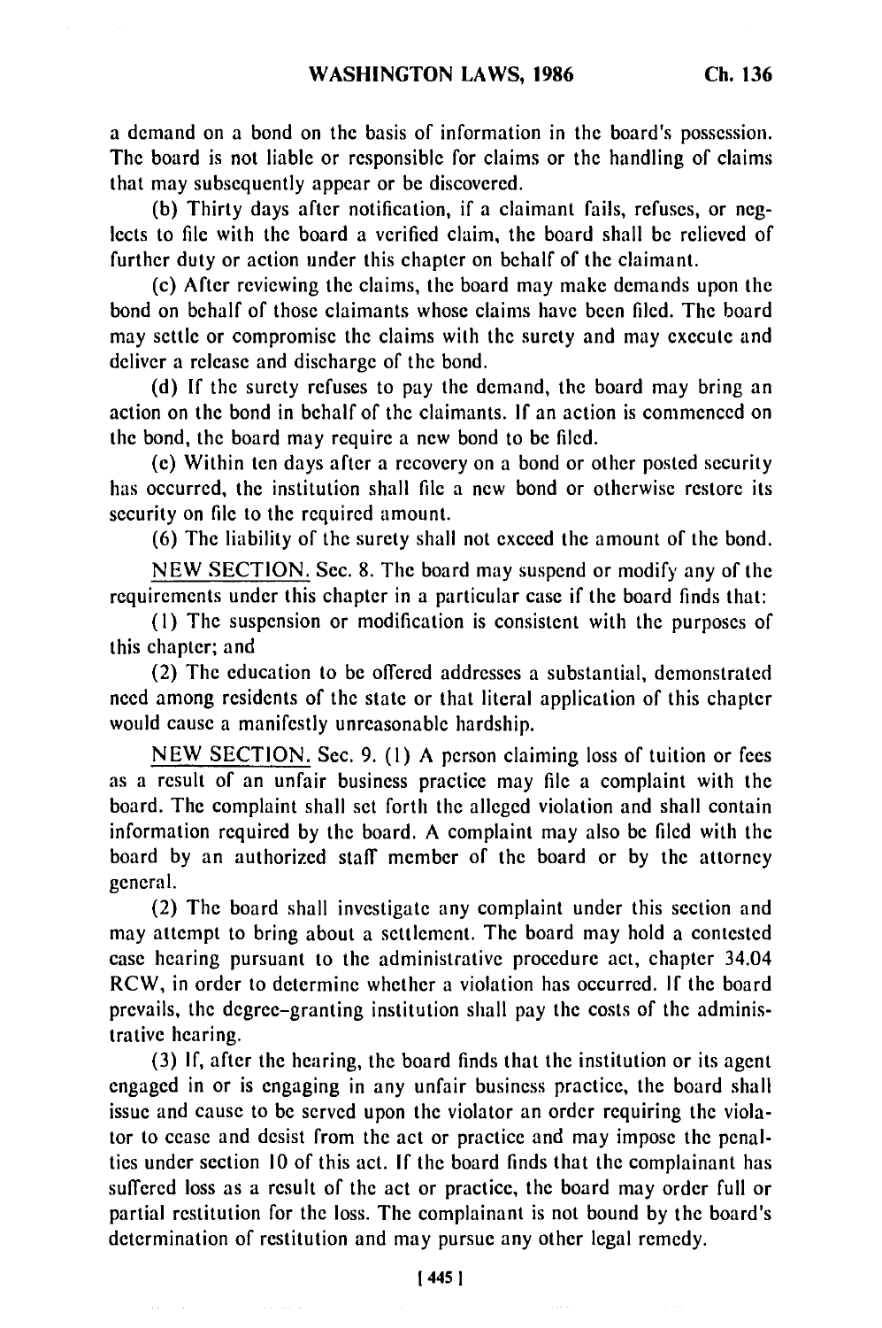a demand on a bond on the basis of information in the board's possession. The board is not liable or responsible for claims or the handling of claims that may subsequently appear or be discovered.

(b) Thirty days after notification, if a claimant fails, refuses, or neglects to file with the board a verified claim, the board shall be relieved of further duty or action under this chapter on behalf of the claimant.

(c) After reviewing the claims, the board may make demands upon the bond on behalf of those claimants whose claims have been filed. The board may settle or compromise the claims with the surety and may execute and deliver a release and discharge of the bond.

(d) If the surety refuses to pay the demand, the board may bring an action on the bond in behalf of the claimants. If an action is commenced on the bond, the board may require a new bond to be filed.

(e) Within ten days after a recovery on a bond or other posted security has occurred, the institution shall file a new bond or otherwise restore its security on file to the required amount.

(6) The liability of the surety shall not exceed the amount of the bond.

NEW SECTION. Sec. 8. The board may suspend or modify any of the requirements under this chapter in a particular case if the board finds that:

(1) The suspension or modification is consistent with the purposes of this chapter; and

(2) The education to be offered addresses a substantial, demonstrated need among residents of the state or that literal application of this chapter would cause a manifestly unreasonable hardship.

NEW SECTION. Sec. 9. (1) A person claiming loss of tuition or fees as a result of an unfair business practice may file a complaint with the board. The complaint shall set forth the alleged violation and shall contain information required by the board. A complaint may also be filed with the board by an authorized staff member of the board or by the attorney general.

(2) The board shall investigate any complaint under this section and may attempt to bring about a settlement. The board may hold a contested case hearing pursuant to the administrative procedure act, chapter 34.04 RCW, in order to determine whether a violation has occurred. If the board prevails, the degree-granting institution shall pay the costs of the administrative hearing.

(3) If, after the hearing, the board finds that the institution or its agent engaged in or is engaging in any unfair business practice, the board shall issue and cause to be served upon the violator an order requiring the violator to cease and desist from the act or practice and may impose the penalties under section 10 of this act. If the board finds that the complainant has suffered loss as a result of the act or practice, the board may order full or partial restitution for the loss. The complainant is not bound by the board's determination of restitution and may pursue any other legal remedy.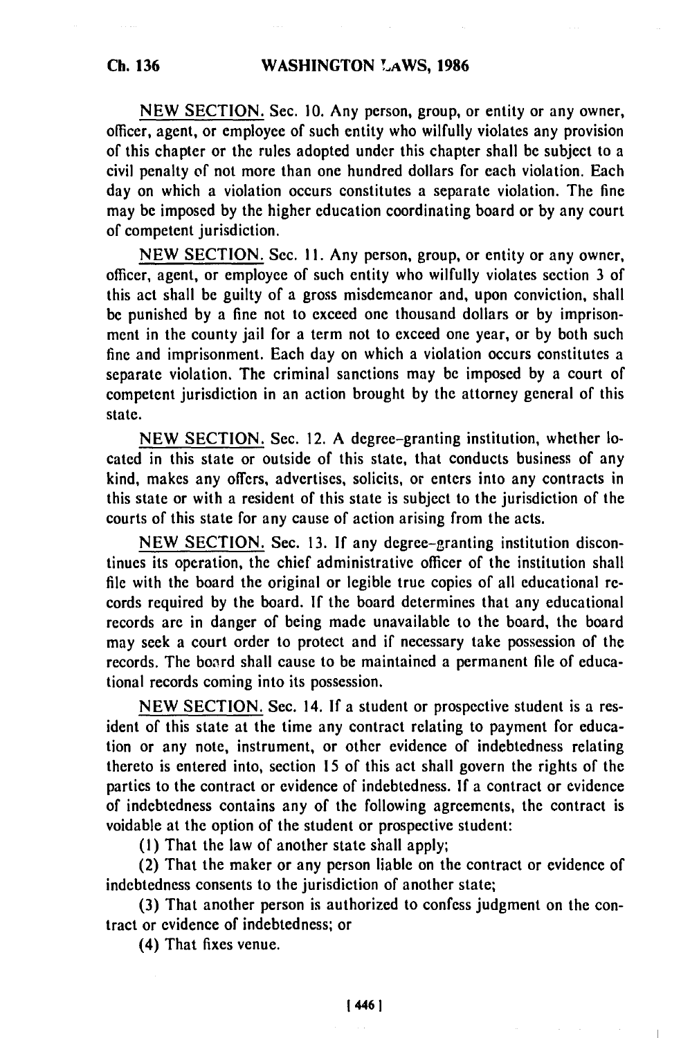NEW SECTION. Sec. 10. Any person, group, or entity or any owner, officer, agent, or employee of such entity who wilfully violates any provision of this chapter or the rules adopted under this chapter shall be subject to a civil penalty of not more than one hundred dollars for each violation. Each day on which a violation occurs constitutes a separate violation. The fine may be imposed by the higher education coordinating board or by any court of competent jurisdiction.

NEW SECTION. Sec. 11. Any person, group, or entity or any owner, officer, agent, or employee of such entity who wilfully violates section 3 of this act shall be guilty of a gross misdemeanor and, upon conviction, shall be punished by a fine not to exceed one thousand dollars or by imprisonment in the county jail for a term not to exceed one year, or by both such fine and imprisonment. Each day on which a violation occurs constitutes a separate violation. The criminal sanctions may be imposed by a court of competent jurisdiction in an action brought by the attorney general of this state.

NEW SECTION. Sec. 12. A degree-granting institution, whether located in this state or outside of this state, that conducts business of any kind, makes any offers, advertises, solicits, or enters into any contracts in this state or with a resident of this state is subject to the jurisdiction of the courts of this state for any cause of action arising from the acts.

NEW SECTION. Sec. 13. If any degree-granting institution discontinues its operation, the chief administrative officer of the institution shall file with the board the original or legible true copies of all educational records required by the board. If the board determines that any educational records are in danger of being made unavailable to the board, the board may seek a court order to protect and if necessary take possession of the records. The board shall cause to be maintained a permanent file of educational records coming into its possession.

NEW SECTION. Sec. 14. If a student or prospective student is a resident of this state at the time any contract relating to payment for education or any note, instrument, or other evidence of indebtedness relating thereto is entered into, section 15 of this act shall govern the rights of the parties to the contract or evidence of indebtedness. If a contract or evidence of indebtedness contains any of the following agreements, the contract is voidable at the option of the student or prospective student:

(1) That the law of another state shall apply;

(2) That the maker or any person liable on the contract or evidence of indebtedness consents to the jurisdiction of another state;

(3) That another person is authorized to confess judgment on the contract or evidence of indebtedness; or

(4) That fixes venue.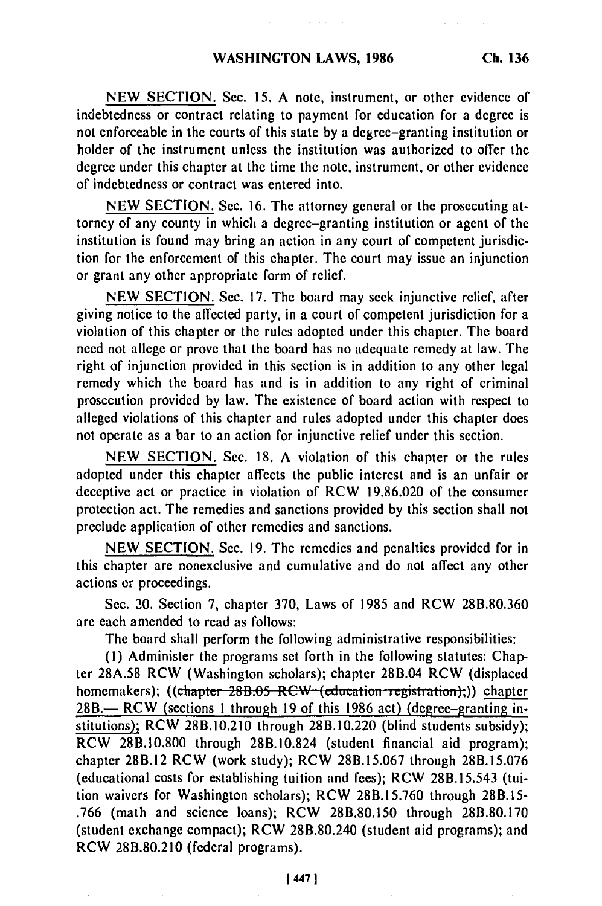NEW SECTION. Sec. 15. A note, instrument, or other evidence of indebtedness or contract relating to payment for education for a degree is not enforceable in the courts of this state by a degree-granting institution or holder of the instrument unless the institution was authorized to offer the degree under this chapter at the time the note, instrument, or other evidence of indebtedness or contract was entered into.

NEW SECTION. Sec. 16. The attorney general or the prosecuting attorney of any county in which a degree-granting institution or agent of the institution is found may bring an action in any court of competent jurisdiction for the enforcement of this chapter. The court may issue an injunction or grant any other appropriate form of relief.

NEW SECTION. Sec. 17. The board may seek injunctive relief, after giving notice to the affected party, in a court of competent jurisdiction for a violation of this chapter or the rules adopted under this chapter. The board need not allege or prove that the board has no adequate remedy at law. The right of injunction provided in this section is in addition to any other legal remedy which the board has and is in addition to any right of criminal prosecution provided by law. The existence of board action with respect to alleged violations of this chapter and rules adopted under this chapter does not operate as a bar to an action for injunctive relief under this section.

NEW SECTION. Sec. 18. A violation of this chapter or the rules adopted under this chapter affects the public interest and is an unfair or deceptive act or practice in violation of RCW 19.86.020 of the consumer protection act. The remedies and sanctions provided by this section shall not preclude application of other remedies and sanctions.

NEW SECTION. Sec. 19. The remedies and penalties provided for in this chapter are nonexclusive and cumulative and do not affect any other actions or proceedings.

Sec. 20. Section 7, chapter 370, Laws of 1985 and RCW 28B.80.360 are each amended to read as follows:

The board shall perform the following administrative responsibilities:

(1) Administer the programs set forth in the following statutes: Chapter 28A.58 RCW (Washington scholars); chapter 28B.04 RCW (displaced homemakers); ((~~chapter 28B.05 RCW (education registration);~~)) chapter 28B.— RCW (sections 1 through 19 of this 1986 act) (degree-granting institutions); RCW 28B.10.210 through 28B.10.220 (blind students subsidy); RCW 28B.10.800 through 28B.10.824 (student financial aid program); chapter 28B.12 RCW (work study); RCW 28B.15.067 through 28B.15.076 (educational costs for establishing tuition and fees); RCW 28B.15.543 (tuition waivers for Washington scholars); RCW 28B.15.760 through 28B.15-.766 (math and science loans); RCW 28B.80.150 through 28B.80.170 (student exchange compact); RCW 28B.80.240 (student aid programs); and RCW 28B.80.210 (federal programs).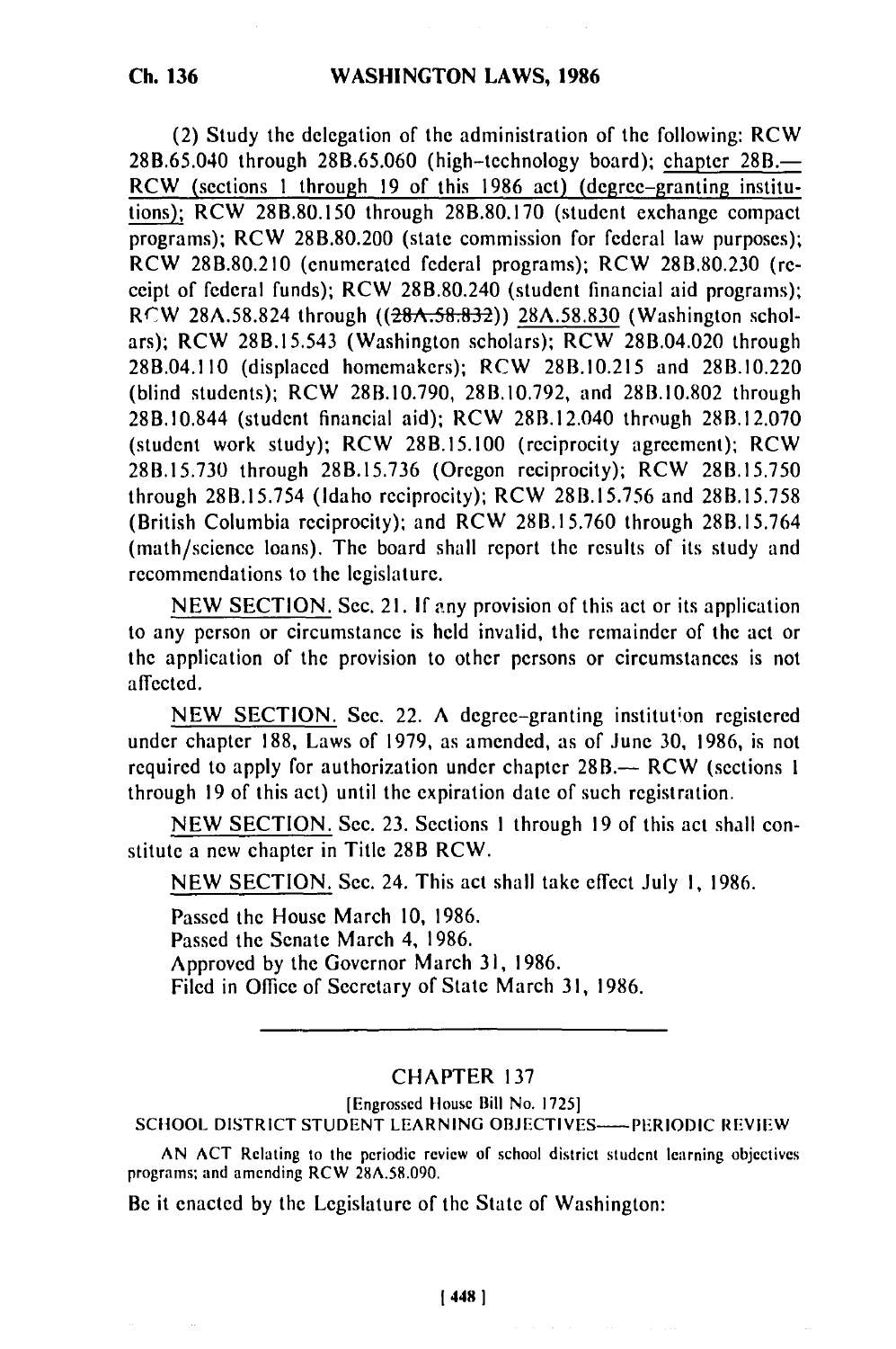(2) Study the delegation of the administration of the following: RCW 28B.65.040 through 28B.65.060 (high-technology board); chapter 28B.— RCW (sections 1 through 19 of this 1986 act) (degree-granting institutions); RCW 28B.80.150 through 28B.80.170 (student exchange compact programs); RCW 28B.80.200 (state commission for federal law purposes); RCW 28B.80.210 (enumerated federal programs); RCW 28B.80.230 (receipt of federal funds); RCW 28B.80.240 (student financial aid programs); RCW 28A.58.824 through ((28A.58.832)) 28A.58.830 (Washington scholars); RCW 28B.15.543 (Washington scholars); RCW 28B.04.020 through 28B.04.110 (displaced homemakers); RCW 28B.10.215 and 28B.10.220 (blind students); RCW 28B.10.790, 28B.10.792, and 28B.10.802 through 28B.10.844 (student financial aid); RCW 28B.12.040 through 28B.12.070 (student work study); RCW 28B.15.100 (reciprocity agreement); RCW 28B.15.730 through 28B.15.736 (Oregon reciprocity); RCW 28B.15.750 through 28B.15.754 (Idaho reciprocity); RCW 28B.15.756 and 28B.15.758 (British Columbia reciprocity); and RCW 28B.15.760 through 28B.15.764 (math/science loans). The board shall report the results of its study and recommendations to the legislature.

NEW SECTION. Sec. 21. If any provision of this act or its application to any person or circumstance is held invalid, the remainder of the act or the application of the provision to other persons or circumstances is not affected.

NEW SECTION. Sec. 22. A degree-granting institution registered under chapter 188, Laws of 1979, as amended, as of June 30, 1986, is not required to apply for authorization under chapter 28B.— RCW (sections 1 through 19 of this act) until the expiration date of such registration.

NEW SECTION. Sec. 23. Sections 1 through 19 of this act shall constitute a new chapter in Title 28B RCW.

NEW SECTION. Sec. 24. This act shall take effect July 1, 1986.

Passed the House March 10, 1986.
Passed the Senate March 4, 1986.
Approved by the Governor March 31, 1986.
Filed in Office of Secretary of State March 31, 1986.

---

## CHAPTER 137

[Engrossed House Bill No. 1725]

SCHOOL DISTRICT STUDENT LEARNING OBJECTIVES——PERIODIC REVIEW

AN ACT Relating to the periodic review of school district student learning objectives programs; and amending RCW 28A.58.090.

Be it enacted by the Legislature of the State of Washington: